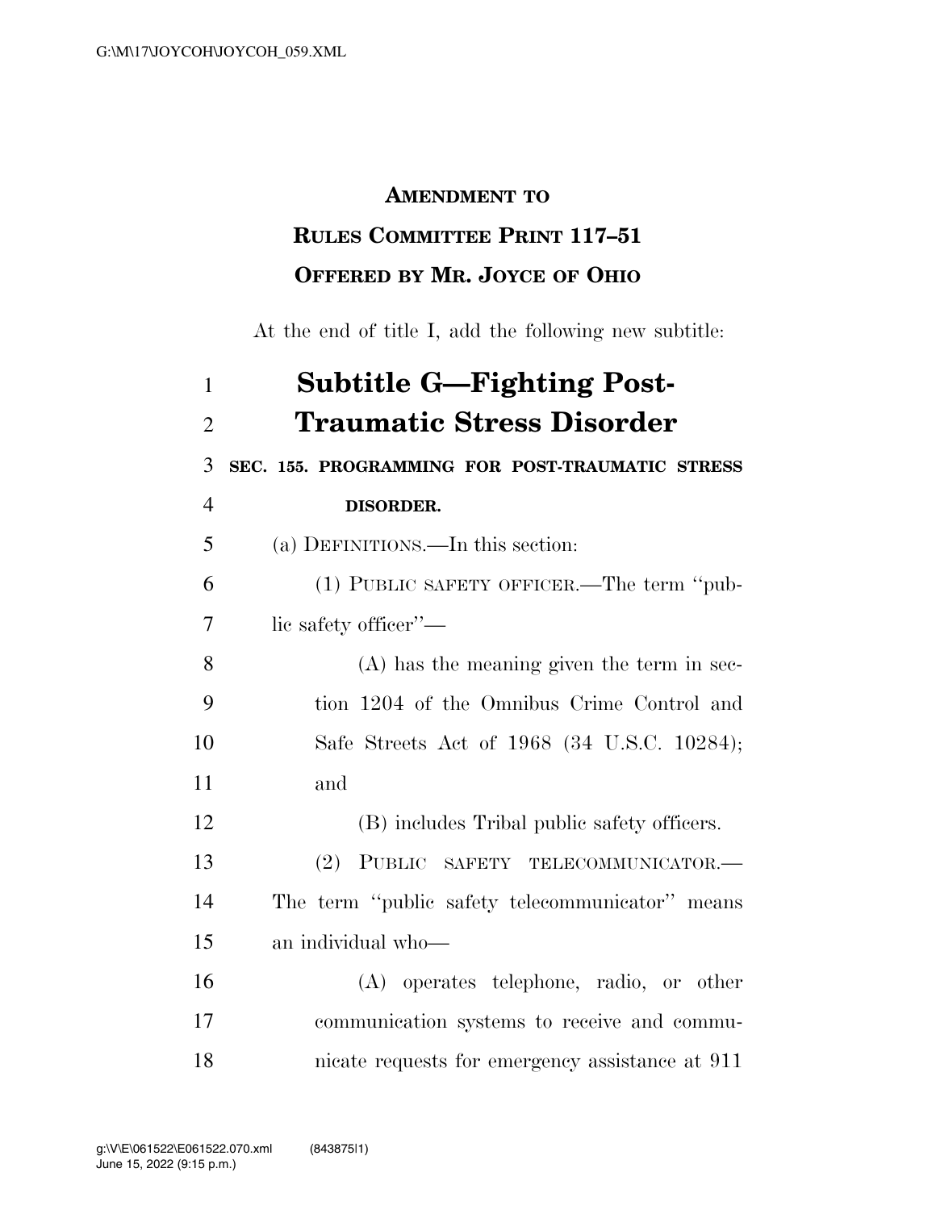**AMENDMENT TO**

**RULES COMMITTEE PRINT 117–51**

**OFFERED BY MR. JOYCE OF OHIO**

At the end of title I, add the following new subtitle:

# Subtitle G—Fighting Post-Traumatic Stress Disorder

**SEC. 155. PROGRAMMING FOR POST-TRAUMATIC STRESS DISORDER.**

(a) DEFINITIONS.—In this section:

(1) PUBLIC SAFETY OFFICER.—The term ''public safety officer''—

(A) has the meaning given the term in section 1204 of the Omnibus Crime Control and Safe Streets Act of 1968 (34 U.S.C. 10284); and

(B) includes Tribal public safety officers.

(2) PUBLIC SAFETY TELECOMMUNICATOR.—The term ''public safety telecommunicator'' means an individual who—

(A) operates telephone, radio, or other communication systems to receive and communicate requests for emergency assistance at 911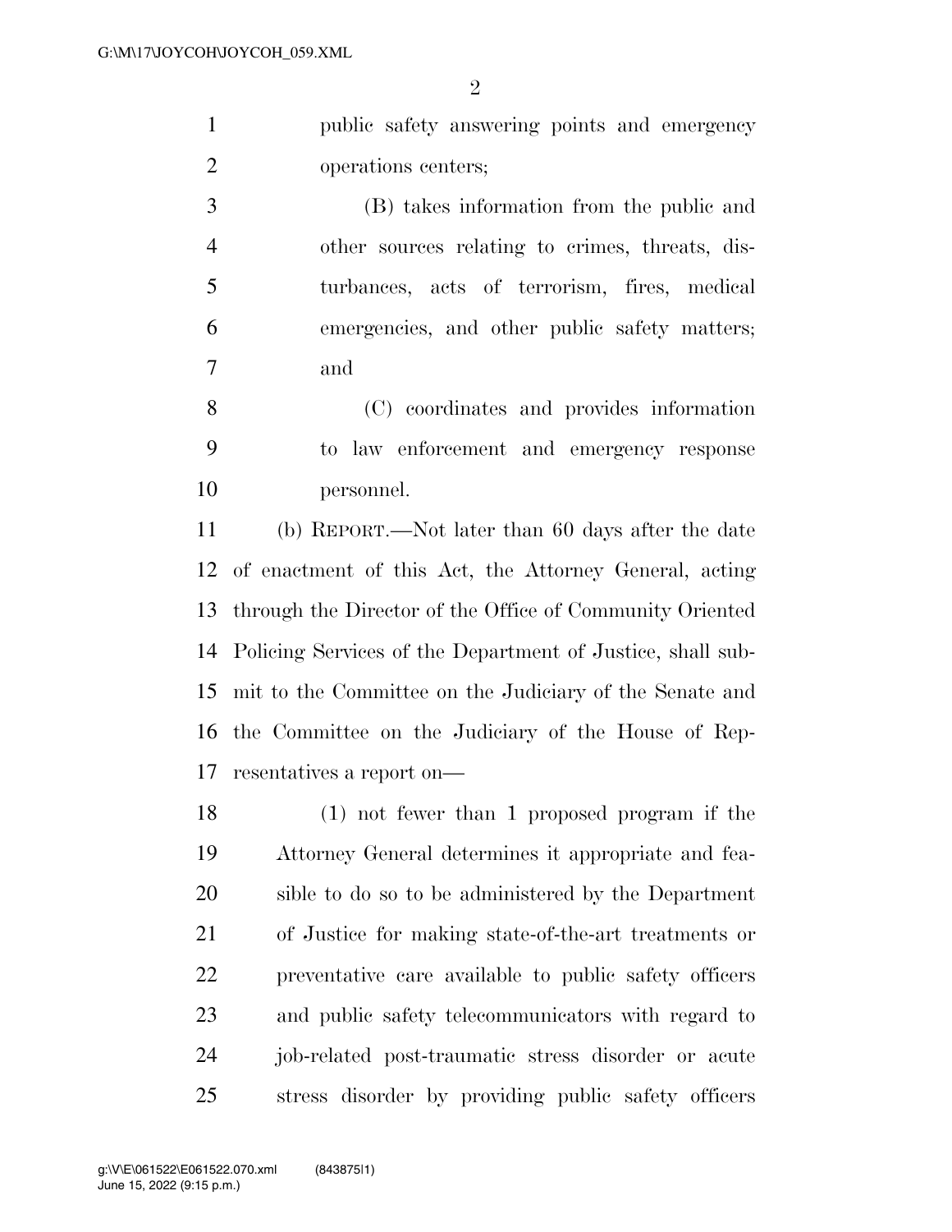public safety answering points and emergency operations centers;

(B) takes information from the public and other sources relating to crimes, threats, disturbances, acts of terrorism, fires, medical emergencies, and other public safety matters; and

(C) coordinates and provides information to law enforcement and emergency response personnel.

(b) REPORT.—Not later than 60 days after the date of enactment of this Act, the Attorney General, acting through the Director of the Office of Community Oriented Policing Services of the Department of Justice, shall submit to the Committee on the Judiciary of the Senate and the Committee on the Judiciary of the House of Representatives a report on—

(1) not fewer than 1 proposed program if the Attorney General determines it appropriate and feasible to do so to be administered by the Department of Justice for making state-of-the-art treatments or preventative care available to public safety officers and public safety telecommunicators with regard to job-related post-traumatic stress disorder or acute stress disorder by providing public safety officers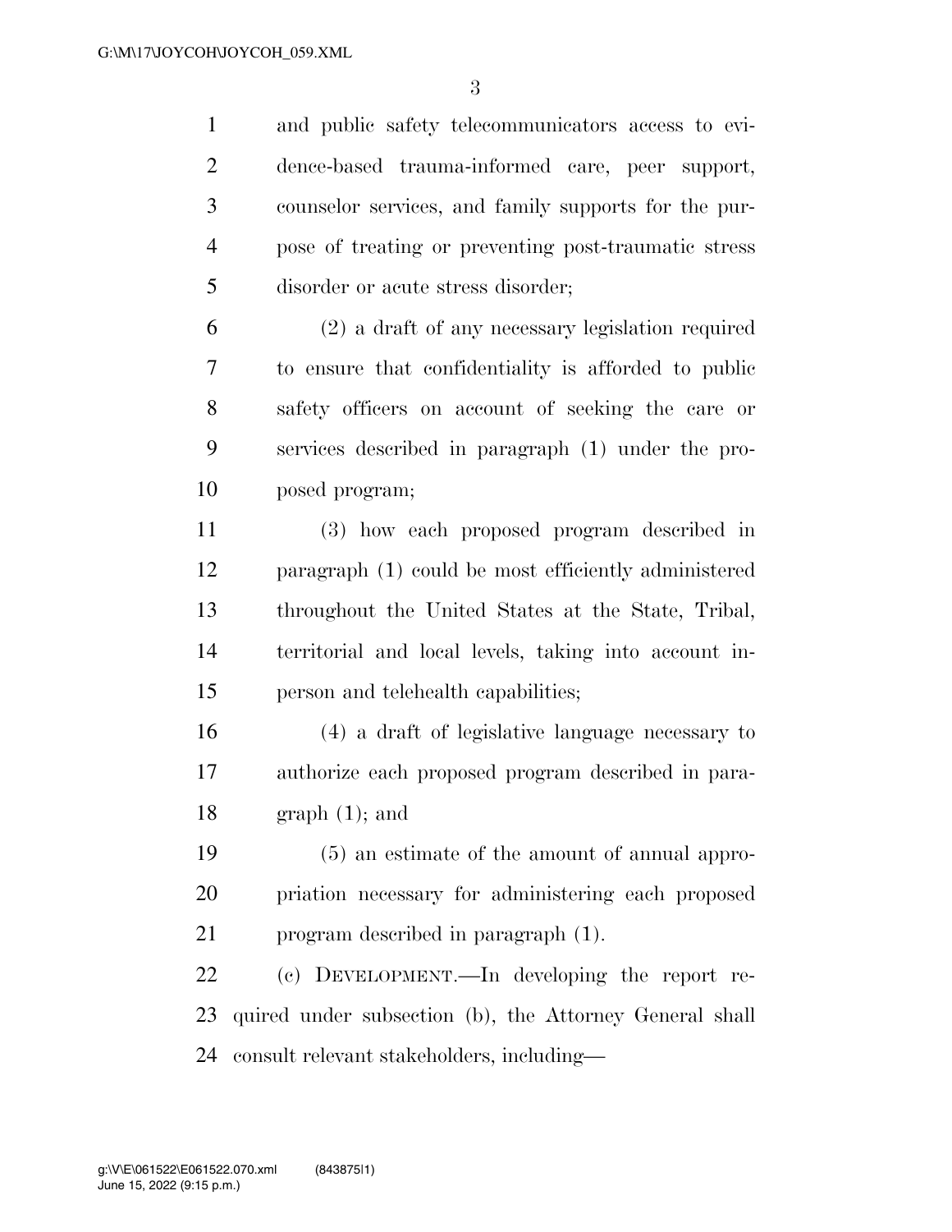and public safety telecommunicators access to evidence-based trauma-informed care, peer support, counselor services, and family supports for the purpose of treating or preventing post-traumatic stress disorder or acute stress disorder;

(2) a draft of any necessary legislation required to ensure that confidentiality is afforded to public safety officers on account of seeking the care or services described in paragraph (1) under the proposed program;

(3) how each proposed program described in paragraph (1) could be most efficiently administered throughout the United States at the State, Tribal, territorial and local levels, taking into account in-person and telehealth capabilities;

(4) a draft of legislative language necessary to authorize each proposed program described in paragraph (1); and

(5) an estimate of the amount of annual appropriation necessary for administering each proposed program described in paragraph (1).

(c) DEVELOPMENT.—In developing the report required under subsection (b), the Attorney General shall consult relevant stakeholders, including—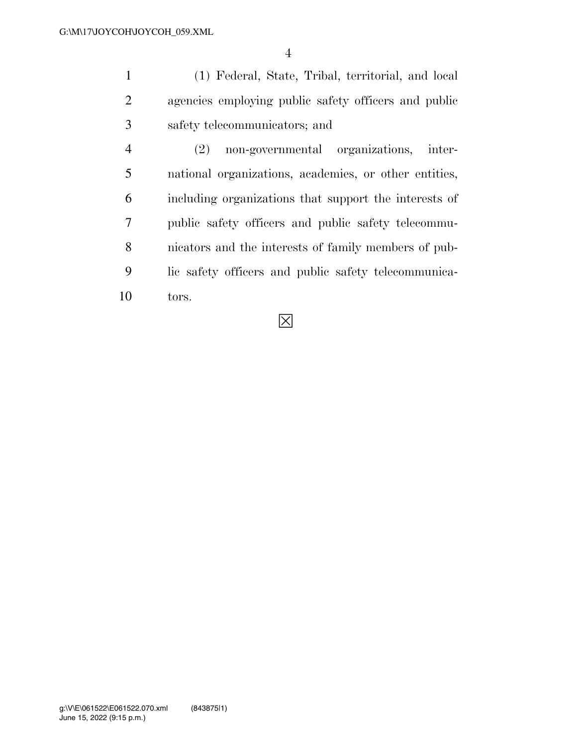(1) Federal, State, Tribal, territorial, and local agencies employing public safety officers and public safety telecommunicators; and

(2) non-governmental organizations, international organizations, academies, or other entities, including organizations that support the interests of public safety officers and public safety telecommunicators and the interests of family members of public safety officers and public safety telecommunicators.

☒